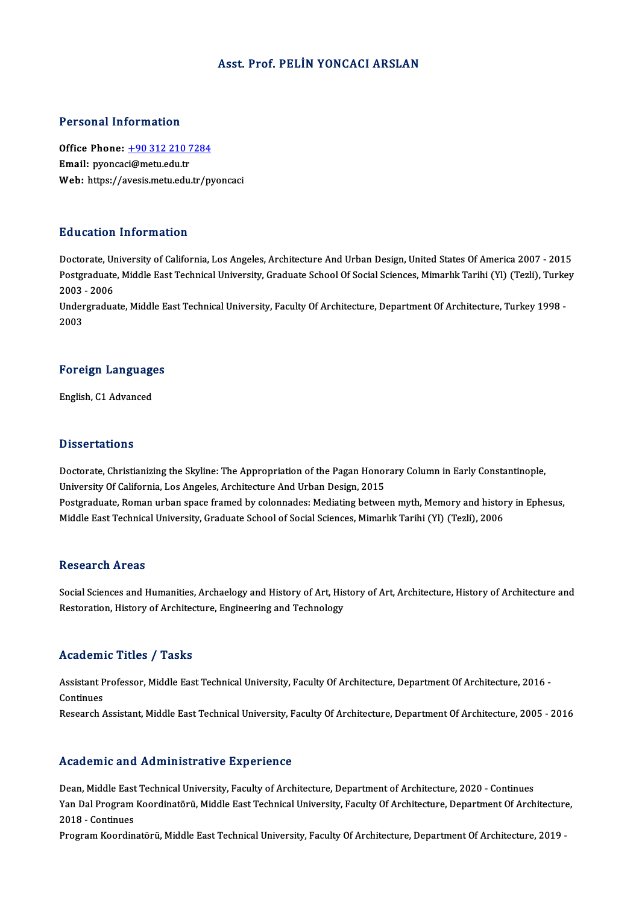# Asst. Prof. PELİN YONCACI ARSLAN

## Personal Information

**Office Phone:** +90 312 210 7284
**Email:** pyoncaci@metu.edu.tr
**Web:** https://avesis.metu.edu.tr/pyoncaci

## Education Information

Doctorate, University of California, Los Angeles, Architecture And Urban Design, United States Of America 2007 - 2015
Postgraduate, Middle East Technical University, Graduate School Of Social Sciences, Mimarlık Tarihi (Yl) (Tezli), Turkey 2003 - 2006
Undergraduate, Middle East Technical University, Faculty Of Architecture, Department Of Architecture, Turkey 1998 - 2003

## Foreign Languages

English, C1 Advanced

## Dissertations

Doctorate, Christianizing the Skyline: The Appropriation of the Pagan Honorary Column in Early Constantinople, University Of California, Los Angeles, Architecture And Urban Design, 2015
Postgraduate, Roman urban space framed by colonnades: Mediating between myth, Memory and history in Ephesus, Middle East Technical University, Graduate School of Social Sciences, Mimarlık Tarihi (Yl) (Tezli), 2006

## Research Areas

Social Sciences and Humanities, Archaelogy and History of Art, History of Art, Architecture, History of Architecture and Restoration, History of Architecture, Engineering and Technology

## Academic Titles / Tasks

Assistant Professor, Middle East Technical University, Faculty Of Architecture, Department Of Architecture, 2016 - Continues
Research Assistant, Middle East Technical University, Faculty Of Architecture, Department Of Architecture, 2005 - 2016

## Academic and Administrative Experience

Dean, Middle East Technical University, Faculty of Architecture, Department of Architecture, 2020 - Continues
Yan Dal Program Koordinatörü, Middle East Technical University, Faculty Of Architecture, Department Of Architecture, 2018 - Continues
Program Koordinatörü, Middle East Technical University, Faculty Of Architecture, Department Of Architecture, 2019 -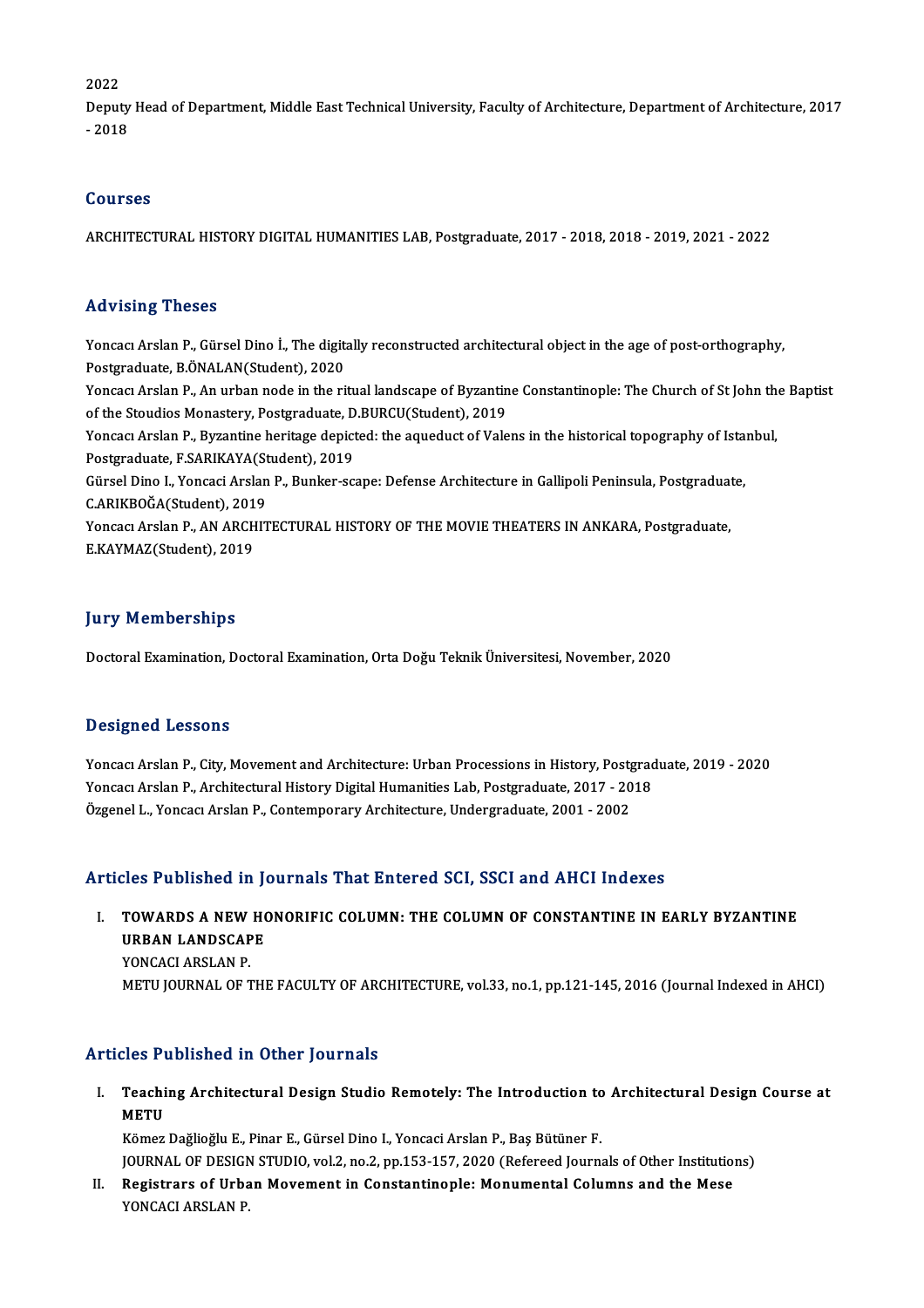2022
Deputy Head of Department, Middle East Technical University, Faculty of Architecture, Department of Architecture, 2017 - 2018

## Courses

ARCHITECTURAL HISTORY DIGITAL HUMANITIES LAB, Postgraduate, 2017 - 2018, 2018 - 2019, 2021 - 2022

## Advising Theses

Yoncacı Arslan P., Gürsel Dino İ., The digitally reconstructed architectural object in the age of post-orthography, Postgraduate, B.ÖNALAN(Student), 2020
Yoncacı Arslan P., An urban node in the ritual landscape of Byzantine Constantinople: The Church of St John the Baptist of the Stoudios Monastery, Postgraduate, D.BURCU(Student), 2019
Yoncacı Arslan P., Byzantine heritage depicted: the aqueduct of Valens in the historical topography of Istanbul, Postgraduate, F.SARIKAYA(Student), 2019
Gürsel Dino I., Yoncaci Arslan P., Bunker-scape: Defense Architecture in Gallipoli Peninsula, Postgraduate, C.ARIKBOĞA(Student), 2019
Yoncacı Arslan P., AN ARCHITECTURAL HISTORY OF THE MOVIE THEATERS IN ANKARA, Postgraduate, E.KAYMAZ(Student), 2019

## Jury Memberships

Doctoral Examination, Doctoral Examination, Orta Doğu Teknik Üniversitesi, November, 2020

## Designed Lessons

Yoncacı Arslan P., City, Movement and Architecture: Urban Processions in History, Postgraduate, 2019 - 2020
Yoncacı Arslan P., Architectural History Digital Humanities Lab, Postgraduate, 2017 - 2018
Özgenel L., Yoncacı Arslan P., Contemporary Architecture, Undergraduate, 2001 - 2002

## Articles Published in Journals That Entered SCI, SSCI and AHCI Indexes

I. **TOWARDS A NEW HONORIFIC COLUMN: THE COLUMN OF CONSTANTINE IN EARLY BYZANTINE URBAN LANDSCAPE**
YONCACI ARSLAN P.
METU JOURNAL OF THE FACULTY OF ARCHITECTURE, vol.33, no.1, pp.121-145, 2016 (Journal Indexed in AHCI)

## Articles Published in Other Journals

I. **Teaching Architectural Design Studio Remotely: The Introduction to Architectural Design Course at METU**
Kömez Dağlioğlu E., Pinar E., Gürsel Dino I., Yoncaci Arslan P., Baş Bütüner F.
JOURNAL OF DESIGN STUDIO, vol.2, no.2, pp.153-157, 2020 (Refereed Journals of Other Institutions)

II. **Registrars of Urban Movement in Constantinople: Monumental Columns and the Mese**
YONCACI ARSLAN P.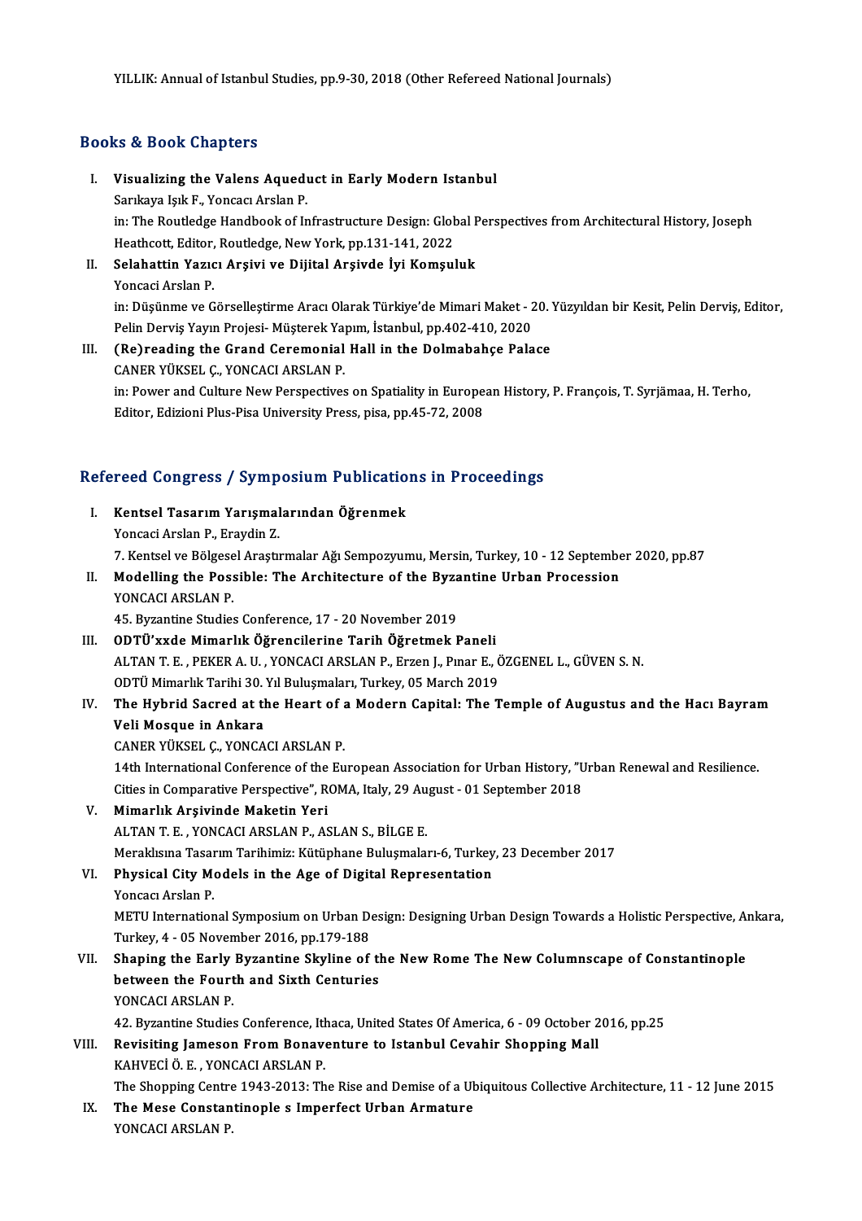YILLIK: Annual of Istanbul Studies, pp.9-30, 2018 (Other Refereed National Journals)

## Books & Book Chapters

I. **Visualizing the Valens Aqueduct in Early Modern Istanbul**
   Sarıkaya Işık F., Yoncacı Arslan P.
   in: The Routledge Handbook of Infrastructure Design: Global Perspectives from Architectural History, Joseph Heathcott, Editor, Routledge, New York, pp.131-141, 2022

II. **Selahattin Yazıcı Arşivi ve Dijital Arşivde İyi Komşuluk**
   Yoncaci Arslan P.
   in: Düşünme ve Görselleştirme Aracı Olarak Türkiye'de Mimari Maket - 20. Yüzyıldan bir Kesit, Pelin Derviş, Editor, Pelin Derviş Yayın Projesi- Müşterek Yapım, İstanbul, pp.402-410, 2020

III. **(Re)reading the Grand Ceremonial Hall in the Dolmabahçe Palace**
   CANER YÜKSEL Ç., YONCACI ARSLAN P.
   in: Power and Culture New Perspectives on Spatiality in European History, P. François, T. Syrjämaa, H. Terho, Editor, Edizioni Plus-Pisa University Press, pisa, pp.45-72, 2008

## Refereed Congress / Symposium Publications in Proceedings

I. **Kentsel Tasarım Yarışmalarından Öğrenmek**
   Yoncaci Arslan P., Eraydin Z.
   7. Kentsel ve Bölgesel Araştırmalar Ağı Sempozyumu, Mersin, Turkey, 10 - 12 September 2020, pp.87

II. **Modelling the Possible: The Architecture of the Byzantine Urban Procession**
   YONCACI ARSLAN P.
   45. Byzantine Studies Conference, 17 - 20 November 2019

III. **ODTÜ'xxde Mimarlık Öğrencilerine Tarih Öğretmek Paneli**
   ALTAN T. E. , PEKER A. U. , YONCACI ARSLAN P., Erzen J., Pınar E., ÖZGENEL L., GÜVEN S. N.
   ODTÜ Mimarlık Tarihi 30. Yıl Buluşmaları, Turkey, 05 March 2019

IV. **The Hybrid Sacred at the Heart of a Modern Capital: The Temple of Augustus and the Hacı Bayram Veli Mosque in Ankara**
   CANER YÜKSEL Ç., YONCACI ARSLAN P.
   14th International Conference of the European Association for Urban History, "Urban Renewal and Resilience. Cities in Comparative Perspective", ROMA, Italy, 29 August - 01 September 2018

V. **Mimarlık Arşivinde Maketin Yeri**
   ALTAN T. E. , YONCACI ARSLAN P., ASLAN S., BİLGE E.
   Meraklısına Tasarım Tarihimiz: Kütüphane Buluşmaları-6, Turkey, 23 December 2017

VI. **Physical City Models in the Age of Digital Representation**
   Yoncacı Arslan P.
   METU International Symposium on Urban Design: Designing Urban Design Towards a Holistic Perspective, Ankara, Turkey, 4 - 05 November 2016, pp.179-188

VII. **Shaping the Early Byzantine Skyline of the New Rome The New Columnscape of Constantinople between the Fourth and Sixth Centuries**
   YONCACI ARSLAN P.
   42. Byzantine Studies Conference, Ithaca, United States Of America, 6 - 09 October 2016, pp.25

VIII. **Revisiting Jameson From Bonaventure to Istanbul Cevahir Shopping Mall**
   KAHVECİ Ö. E. , YONCACI ARSLAN P.
   The Shopping Centre 1943-2013: The Rise and Demise of a Ubiquitous Collective Architecture, 11 - 12 June 2015

IX. **The Mese Constantinople s Imperfect Urban Armature**
   YONCACI ARSLAN P.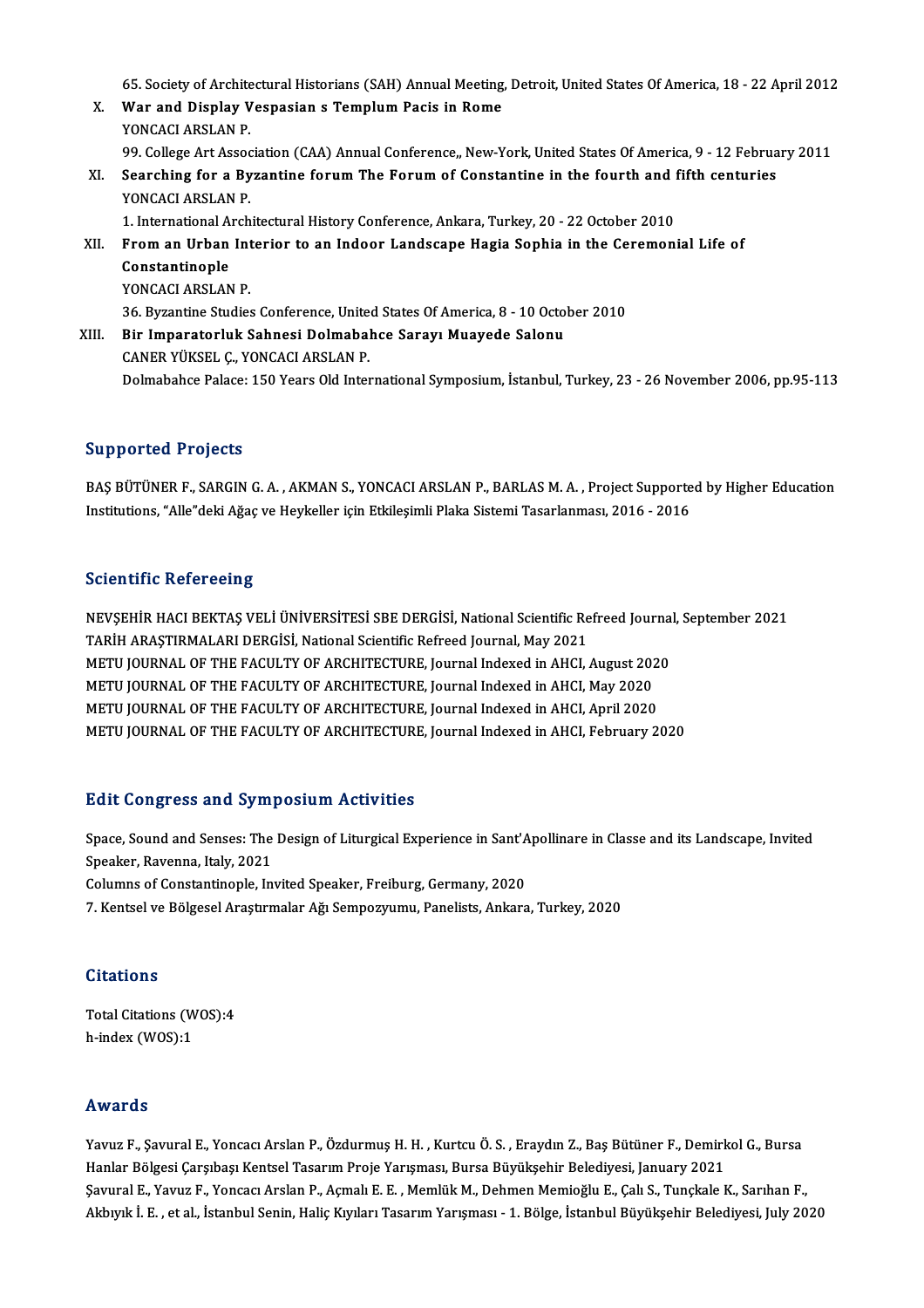65. Society of Architectural Historians (SAH) Annual Meeting, Detroit, United States Of America, 18 - 22 April 2012

X. **War and Display Vespasian s Templum Pacis in Rome**
YONCACI ARSLAN P.
99. College Art Association (CAA) Annual Conference,, New-York, United States Of America, 9 - 12 February 2011

XI. **Searching for a Byzantine forum The Forum of Constantine in the fourth and fifth centuries**
YONCACI ARSLAN P.
1. International Architectural History Conference, Ankara, Turkey, 20 - 22 October 2010

XII. **From an Urban Interior to an Indoor Landscape Hagia Sophia in the Ceremonial Life of Constantinople**
YONCACI ARSLAN P.
36. Byzantine Studies Conference, United States Of America, 8 - 10 October 2010

XIII. **Bir Imparatorluk Sahnesi Dolmabahce Sarayı Muayede Salonu**
CANER YÜKSEL Ç., YONCACI ARSLAN P.
Dolmabahce Palace: 150 Years Old International Symposium, İstanbul, Turkey, 23 - 26 November 2006, pp.95-113

## Supported Projects

BAŞ BÜTÜNER F., SARGIN G. A. , AKMAN S., YONCACI ARSLAN P., BARLAS M. A. , Project Supported by Higher Education Institutions, "Alle"deki Ağaç ve Heykeller için Etkileşimli Plaka Sistemi Tasarlanması, 2016 - 2016

## Scientific Refereeing

NEVŞEHİR HACI BEKTAŞ VELİ ÜNİVERSİTESİ SBE DERGİSİ, National Scientific Refreed Journal, September 2021
TARİH ARAŞTIRMALARI DERGİSİ, National Scientific Refreed Journal, May 2021
METU JOURNAL OF THE FACULTY OF ARCHITECTURE, Journal Indexed in AHCI, August 2020
METU JOURNAL OF THE FACULTY OF ARCHITECTURE, Journal Indexed in AHCI, May 2020
METU JOURNAL OF THE FACULTY OF ARCHITECTURE, Journal Indexed in AHCI, April 2020
METU JOURNAL OF THE FACULTY OF ARCHITECTURE, Journal Indexed in AHCI, February 2020

## Edit Congress and Symposium Activities

Space, Sound and Senses: The Design of Liturgical Experience in Sant'Apollinare in Classe and its Landscape, Invited Speaker, Ravenna, Italy, 2021
Columns of Constantinople, Invited Speaker, Freiburg, Germany, 2020
7. Kentsel ve Bölgesel Araştırmalar Ağı Sempozyumu, Panelists, Ankara, Turkey, 2020

## Citations

Total Citations (WOS):4
h-index (WOS):1

## Awards

Yavuz F., Şavural E., Yoncacı Arslan P., Özdurmuş H. H. , Kurtcu Ö. S. , Eraydın Z., Baş Bütüner F., Demirkol G., Bursa Hanlar Bölgesi Çarşıbaşı Kentsel Tasarım Proje Yarışması, Bursa Büyükşehir Belediyesi, January 2021
Şavural E., Yavuz F., Yoncacı Arslan P., Açmalı E. E. , Memlük M., Dehmen Memioğlu E., Çalı S., Tunçkale K., Sarıhan F., Akbıyık İ. E. , et al., İstanbul Senin, Haliç Kıyıları Tasarım Yarışması - 1. Bölge, İstanbul Büyükşehir Belediyesi, July 2020